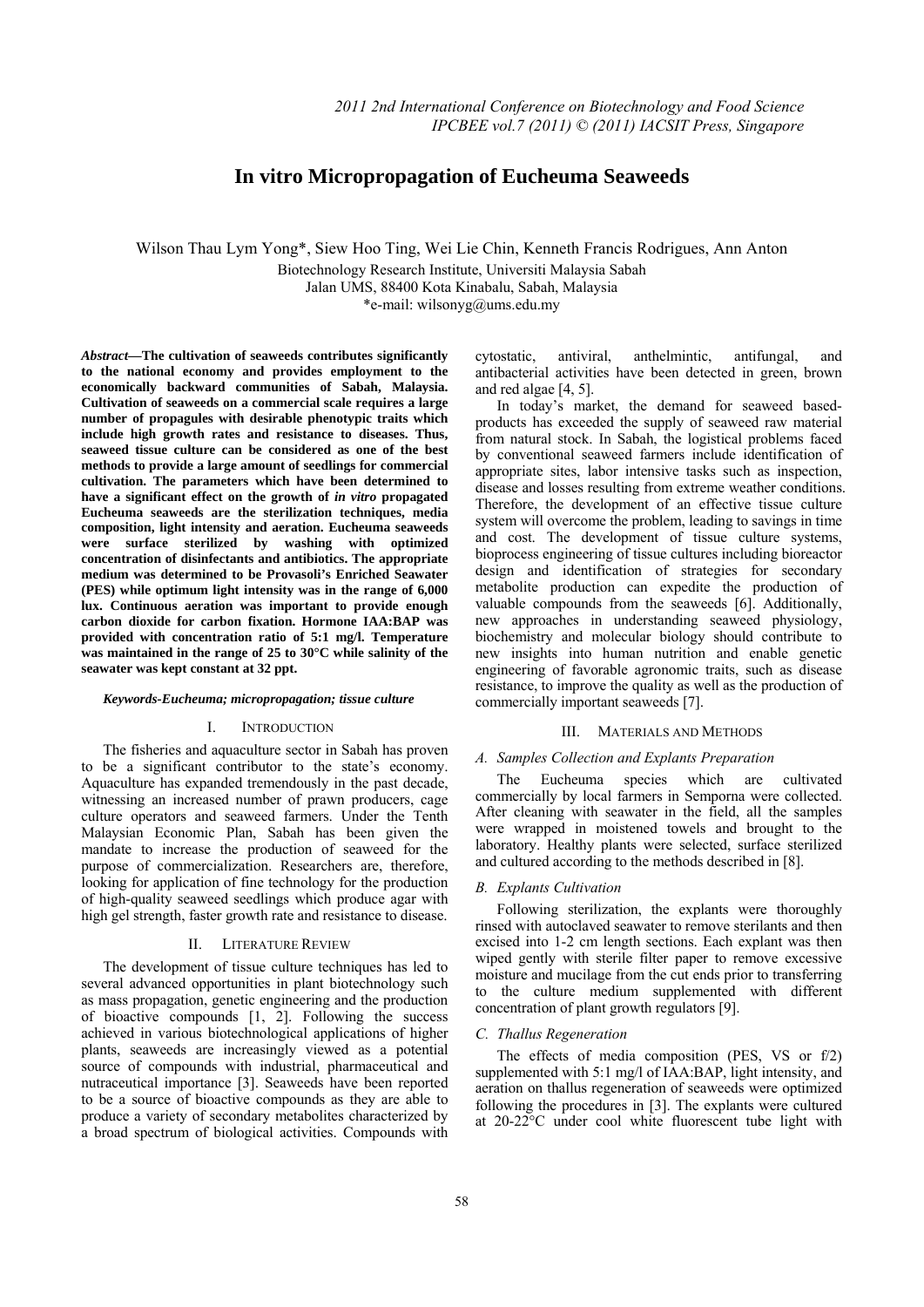# In vitro Micropropagation of Eucheuma Seaweeds

Wilson Thau Lym Yong*, Siew Hoo Ting, Wei Lie Chin, Kenneth Francis Rodrigues, Ann Anton

Biotechnology Research Institute, Universiti Malaysia Sabah
Jalan UMS, 88400 Kota Kinabalu, Sabah, Malaysia
*e-mail: wilsonyg@ums.edu.my

***Abstract*—The cultivation of seaweeds contributes significantly to the national economy and provides employment to the economically backward communities of Sabah, Malaysia. Cultivation of seaweeds on a commercial scale requires a large number of propagules with desirable phenotypic traits which include high growth rates and resistance to diseases. Thus, seaweed tissue culture can be considered as one of the best methods to provide a large amount of seedlings for commercial cultivation. The parameters which have been determined to have a significant effect on the growth of *in vitro* propagated Eucheuma seaweeds are the sterilization techniques, media composition, light intensity and aeration. Eucheuma seaweeds were surface sterilized by washing with optimized concentration of disinfectants and antibiotics. The appropriate medium was determined to be Provasoli's Enriched Seawater (PES) while optimum light intensity was in the range of 6,000 lux. Continuous aeration was important to provide enough carbon dioxide for carbon fixation. Hormone IAA:BAP was provided with concentration ratio of 5:1 mg/l. Temperature was maintained in the range of 25 to 30°C while salinity of the seawater was kept constant at 32 ppt.**

***Keywords-Eucheuma; micropropagation; tissue culture***

## I. Introduction

The fisheries and aquaculture sector in Sabah has proven to be a significant contributor to the state's economy. Aquaculture has expanded tremendously in the past decade, witnessing an increased number of prawn producers, cage culture operators and seaweed farmers. Under the Tenth Malaysian Economic Plan, Sabah has been given the mandate to increase the production of seaweed for the purpose of commercialization. Researchers are, therefore, looking for application of fine technology for the production of high-quality seaweed seedlings which produce agar with high gel strength, faster growth rate and resistance to disease.

## II. Literature Review

The development of tissue culture techniques has led to several advanced opportunities in plant biotechnology such as mass propagation, genetic engineering and the production of bioactive compounds [1, 2]. Following the success achieved in various biotechnological applications of higher plants, seaweeds are increasingly viewed as a potential source of compounds with industrial, pharmaceutical and nutraceutical importance [3]. Seaweeds have been reported to be a source of bioactive compounds as they are able to produce a variety of secondary metabolites characterized by a broad spectrum of biological activities. Compounds with cytostatic, antiviral, anthelmintic, antifungal, and antibacterial activities have been detected in green, brown and red algae [4, 5].

In today's market, the demand for seaweed based-products has exceeded the supply of seaweed raw material from natural stock. In Sabah, the logistical problems faced by conventional seaweed farmers include identification of appropriate sites, labor intensive tasks such as inspection, disease and losses resulting from extreme weather conditions. Therefore, the development of an effective tissue culture system will overcome the problem, leading to savings in time and cost. The development of tissue culture systems, bioprocess engineering of tissue cultures including bioreactor design and identification of strategies for secondary metabolite production can expedite the production of valuable compounds from the seaweeds [6]. Additionally, new approaches in understanding seaweed physiology, biochemistry and molecular biology should contribute to new insights into human nutrition and enable genetic engineering of favorable agronomic traits, such as disease resistance, to improve the quality as well as the production of commercially important seaweeds [7].

## III. Materials and Methods

### *A. Samples Collection and Explants Preparation*

The Eucheuma species which are cultivated commercially by local farmers in Semporna were collected. After cleaning with seawater in the field, all the samples were wrapped in moistened towels and brought to the laboratory. Healthy plants were selected, surface sterilized and cultured according to the methods described in [8].

### *B. Explants Cultivation*

Following sterilization, the explants were thoroughly rinsed with autoclaved seawater to remove sterilants and then excised into 1-2 cm length sections. Each explant was then wiped gently with sterile filter paper to remove excessive moisture and mucilage from the cut ends prior to transferring to the culture medium supplemented with different concentration of plant growth regulators [9].

### *C. Thallus Regeneration*

The effects of media composition (PES, VS or f/2) supplemented with 5:1 mg/l of IAA:BAP, light intensity, and aeration on thallus regeneration of seaweeds were optimized following the procedures in [3]. The explants were cultured at 20-22°C under cool white fluorescent tube light with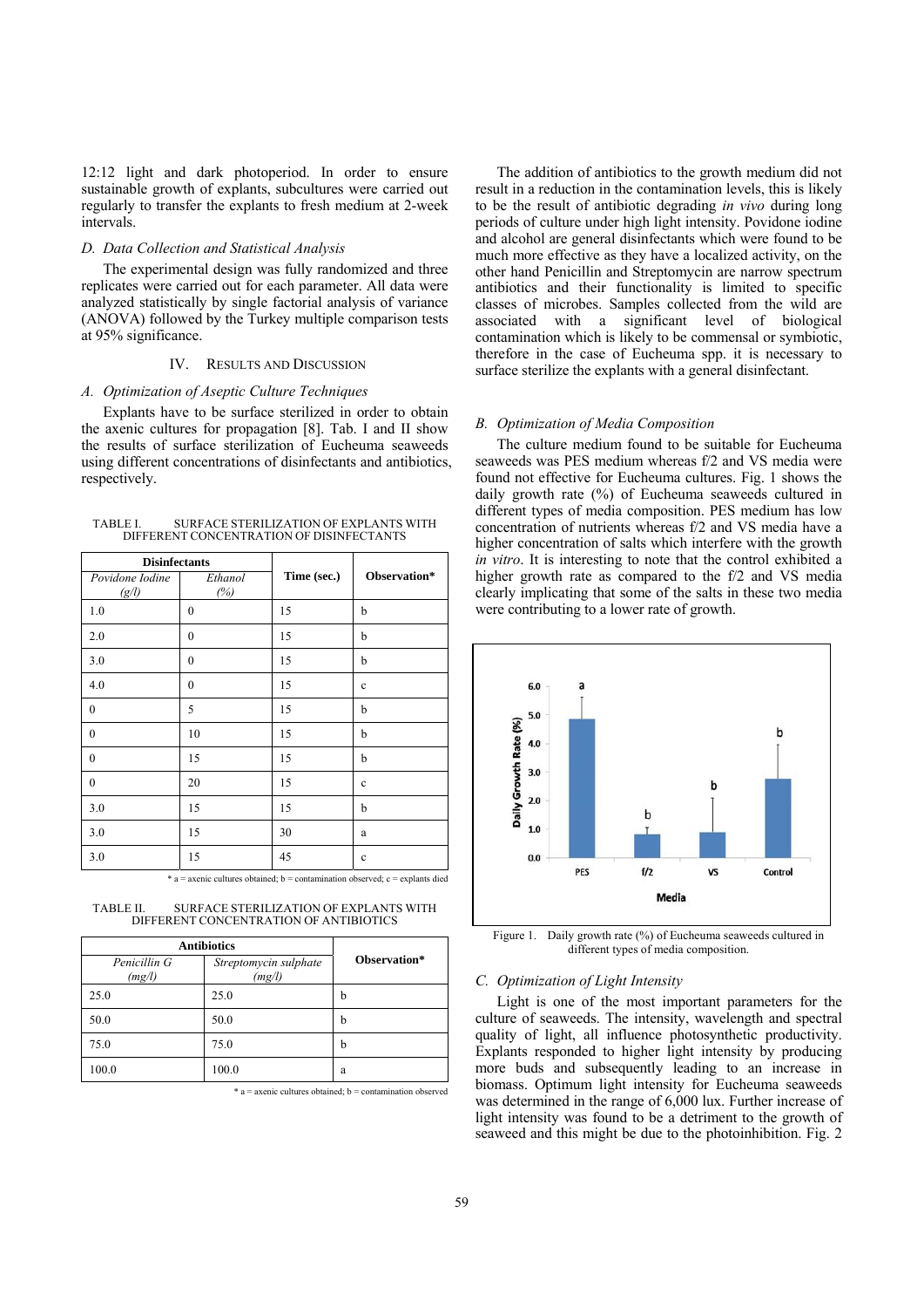12:12 light and dark photoperiod. In order to ensure sustainable growth of explants, subcultures were carried out regularly to transfer the explants to fresh medium at 2-week intervals.

### D. Data Collection and Statistical Analysis

The experimental design was fully randomized and three replicates were carried out for each parameter. All data were analyzed statistically by single factorial analysis of variance (ANOVA) followed by the Turkey multiple comparison tests at 95% significance.

## IV. Results and Discussion

### A. Optimization of Aseptic Culture Techniques

Explants have to be surface sterilized in order to obtain the axenic cultures for propagation [8]. Tab. I and II show the results of surface sterilization of Eucheuma seaweeds using different concentrations of disinfectants and antibiotics, respectively.

TABLE I. SURFACE STERILIZATION OF EXPLANTS WITH DIFFERENT CONCENTRATION OF DISINFECTANTS

| Disinfectants | | Time (sec.) | Observation* |
|---|---|---|---|
| *Povidone Iodine (g/l)* | *Ethanol (%)* | | |
| 1.0 | 0 | 15 | b |
| 2.0 | 0 | 15 | b |
| 3.0 | 0 | 15 | b |
| 4.0 | 0 | 15 | c |
| 0 | 5 | 15 | b |
| 0 | 10 | 15 | b |
| 0 | 15 | 15 | b |
| 0 | 20 | 15 | c |
| 3.0 | 15 | 15 | b |
| 3.0 | 15 | 30 | a |
| 3.0 | 15 | 45 | c |

\* a = axenic cultures obtained; b = contamination observed; c = explants died

TABLE II. SURFACE STERILIZATION OF EXPLANTS WITH DIFFERENT CONCENTRATION OF ANTIBIOTICS

| Antibiotics | | Observation* |
|---|---|---|
| *Penicillin G (mg/l)* | *Streptomycin sulphate (mg/l)* | |
| 25.0 | 25.0 | b |
| 50.0 | 50.0 | b |
| 75.0 | 75.0 | b |
| 100.0 | 100.0 | a |

\* a = axenic cultures obtained; b = contamination observed

The addition of antibiotics to the growth medium did not result in a reduction in the contamination levels, this is likely to be the result of antibiotic degrading *in vivo* during long periods of culture under high light intensity. Povidone iodine and alcohol are general disinfectants which were found to be much more effective as they have a localized activity, on the other hand Penicillin and Streptomycin are narrow spectrum antibiotics and their functionality is limited to specific classes of microbes. Samples collected from the wild are associated with a significant level of biological contamination which is likely to be commensal or symbiotic, therefore in the case of Eucheuma spp. it is necessary to surface sterilize the explants with a general disinfectant.

### B. Optimization of Media Composition

The culture medium found to be suitable for Eucheuma seaweeds was PES medium whereas f/2 and VS media were found not effective for Eucheuma cultures. Fig. 1 shows the daily growth rate (%) of Eucheuma seaweeds cultured in different types of media composition. PES medium has low concentration of nutrients whereas f/2 and VS media have a higher concentration of salts which interfere with the growth *in vitro*. It is interesting to note that the control exhibited a higher growth rate as compared to the f/2 and VS media clearly implicating that some of the salts in these two media were contributing to a lower rate of growth.

Figure 1. Daily growth rate (%) of Eucheuma seaweeds cultured in different types of media composition.

### C. Optimization of Light Intensity

Light is one of the most important parameters for the culture of seaweeds. The intensity, wavelength and spectral quality of light, all influence photosynthetic productivity. Explants responded to higher light intensity by producing more buds and subsequently leading to an increase in biomass. Optimum light intensity for Eucheuma seaweeds was determined in the range of 6,000 lux. Further increase of light intensity was found to be a detriment to the growth of seaweed and this might be due to the photoinhibition. Fig. 2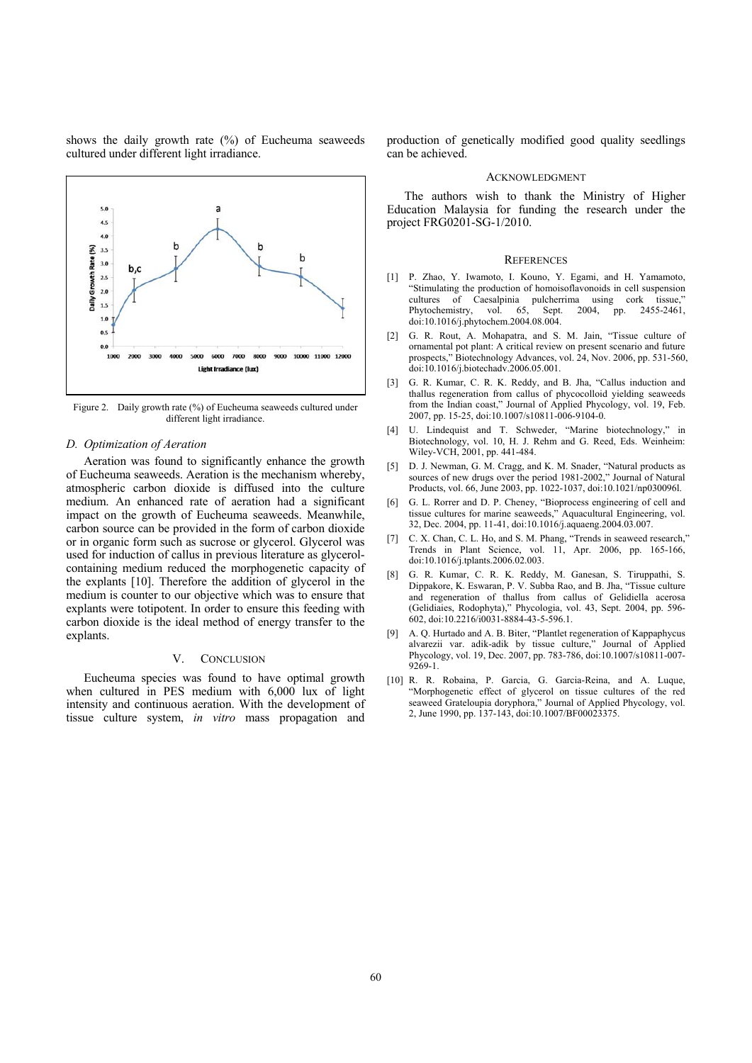shows the daily growth rate (%) of Eucheuma seaweeds cultured under different light irradiance.

5.0
4.5
4.0
3.5
3.0
2.5
2.0
1.5
1.0
0.5
0.0
Daily Growth Rate (%)
a
b,c
b
b
b
1000 2000 3000 4000 5000 6000 7000 8000 9000 10000 11000 12000
Light Irradiance (lux)

Figure 2. Daily growth rate (%) of Eucheuma seaweeds cultured under different light irradiance.

### *D. Optimization of Aeration*

Aeration was found to significantly enhance the growth of Eucheuma seaweeds. Aeration is the mechanism whereby, atmospheric carbon dioxide is diffused into the culture medium. An enhanced rate of aeration had a significant impact on the growth of Eucheuma seaweeds. Meanwhile, carbon source can be provided in the form of carbon dioxide or in organic form such as sucrose or glycerol. Glycerol was used for induction of callus in previous literature as glycerol-containing medium reduced the morphogenetic capacity of the explants [10]. Therefore the addition of glycerol in the medium is counter to our objective which was to ensure that explants were totipotent. In order to ensure this feeding with carbon dioxide is the ideal method of energy transfer to the explants.

## V. Conclusion

Eucheuma species was found to have optimal growth when cultured in PES medium with 6,000 lux of light intensity and continuous aeration. With the development of tissue culture system, *in vitro* mass propagation and production of genetically modified good quality seedlings can be achieved.

## Acknowledgment

The authors wish to thank the Ministry of Higher Education Malaysia for funding the research under the project FRG0201-SG-1/2010.

## References

[1] P. Zhao, Y. Iwamoto, I. Kouno, Y. Egami, and H. Yamamoto, "Stimulating the production of homoisoflavonoids in cell suspension cultures of Caesalpinia pulcherrima using cork tissue," Phytochemistry, vol. 65, Sept. 2004, pp. 2455-2461, doi:10.1016/j.phytochem.2004.08.004.

[2] G. R. Rout, A. Mohapatra, and S. M. Jain, "Tissue culture of ornamental pot plant: A critical review on present scenario and future prospects," Biotechnology Advances, vol. 24, Nov. 2006, pp. 531-560, doi:10.1016/j.biotechadv.2006.05.001.

[3] G. R. Kumar, C. R. K. Reddy, and B. Jha, "Callus induction and thallus regeneration from callus of phycocolloid yielding seaweeds from the Indian coast," Journal of Applied Phycology, vol. 19, Feb. 2007, pp. 15-25, doi:10.1007/s10811-006-9104-0.

[4] U. Lindequist and T. Schweder, "Marine biotechnology," in Biotechnology, vol. 10, H. J. Rehm and G. Reed, Eds. Weinheim: Wiley-VCH, 2001, pp. 441-484.

[5] D. J. Newman, G. M. Cragg, and K. M. Snader, "Natural products as sources of new drugs over the period 1981-2002," Journal of Natural Products, vol. 66, June 2003, pp. 1022-1037, doi:10.1021/np030096l.

[6] G. L. Rorrer and D. P. Cheney, "Bioprocess engineering of cell and tissue cultures for marine seaweeds," Aquacultural Engineering, vol. 32, Dec. 2004, pp. 11-41, doi:10.1016/j.aquaeng.2004.03.007.

[7] C. X. Chan, C. L. Ho, and S. M. Phang, "Trends in seaweed research," Trends in Plant Science, vol. 11, Apr. 2006, pp. 165-166, doi:10.1016/j.tplants.2006.02.003.

[8] G. R. Kumar, C. R. K. Reddy, M. Ganesan, S. Tiruppathi, S. Dippakore, K. Eswaran, P. V. Subba Rao, and B. Jha, "Tissue culture and regeneration of thallus from callus of Gelidiella acerosa (Gelidiales, Rodophyta)," Phycologia, vol. 43, Sept. 2004, pp. 596-602, doi:10.2216/i0031-8884-43-5-596.1.

[9] A. Q. Hurtado and A. B. Biter, "Plantlet regeneration of Kappaphycus alvarezii var. adik-adik by tissue culture," Journal of Applied Phycology, vol. 19, Dec. 2007, pp. 783-786, doi:10.1007/s10811-007-9269-1.

[10] R. R. Robaina, P. Garcia, G. Garcia-Reina, and A. Luque, "Morphogenetic effect of glycerol on tissue cultures of the red seaweed Grateloupia doryphora," Journal of Applied Phycology, vol. 2, June 1990, pp. 137-143, doi:10.1007/BF00023375.